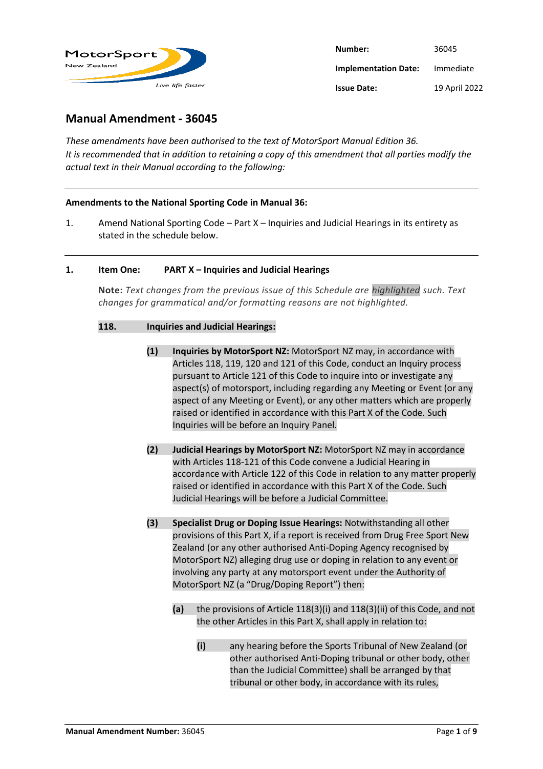| | |
|---|---|
| **Number:** | 36045 |
| **Implementation Date:** | Immediate |
| **Issue Date:** | 19 April 2022 |

# Manual Amendment - 36045

*These amendments have been authorised to the text of MotorSport Manual Edition 36.*
*It is recommended that in addition to retaining a copy of this amendment that all parties modify the actual text in their Manual according to the following:*

---

**Amendments to the National Sporting Code in Manual 36:**

1. Amend National Sporting Code – Part X – Inquiries and Judicial Hearings in its entirety as stated in the schedule below.

---

**1. Item One: PART X – Inquiries and Judicial Hearings**

**Note:** *Text changes from the previous issue of this Schedule are highlighted such. Text changes for grammatical and/or formatting reasons are not highlighted.*

**118. Inquiries and Judicial Hearings:**

**(1) Inquiries by MotorSport NZ:** MotorSport NZ may, in accordance with Articles 118, 119, 120 and 121 of this Code, conduct an Inquiry process pursuant to Article 121 of this Code to inquire into or investigate any aspect(s) of motorsport, including regarding any Meeting or Event (or any aspect of any Meeting or Event), or any other matters which are properly raised or identified in accordance with this Part X of the Code. Such Inquiries will be before an Inquiry Panel.

**(2) Judicial Hearings by MotorSport NZ:** MotorSport NZ may in accordance with Articles 118-121 of this Code convene a Judicial Hearing in accordance with Article 122 of this Code in relation to any matter properly raised or identified in accordance with this Part X of the Code. Such Judicial Hearings will be before a Judicial Committee.

**(3) Specialist Drug or Doping Issue Hearings:** Notwithstanding all other provisions of this Part X, if a report is received from Drug Free Sport New Zealand (or any other authorised Anti-Doping Agency recognised by MotorSport NZ) alleging drug use or doping in relation to any event or involving any party at any motorsport event under the Authority of MotorSport NZ (a "Drug/Doping Report") then:

**(a)** the provisions of Article 118(3)(i) and 118(3)(ii) of this Code, and not the other Articles in this Part X, shall apply in relation to:

**(i)** any hearing before the Sports Tribunal of New Zealand (or other authorised Anti-Doping tribunal or other body, other than the Judicial Committee) shall be arranged by that tribunal or other body, in accordance with its rules,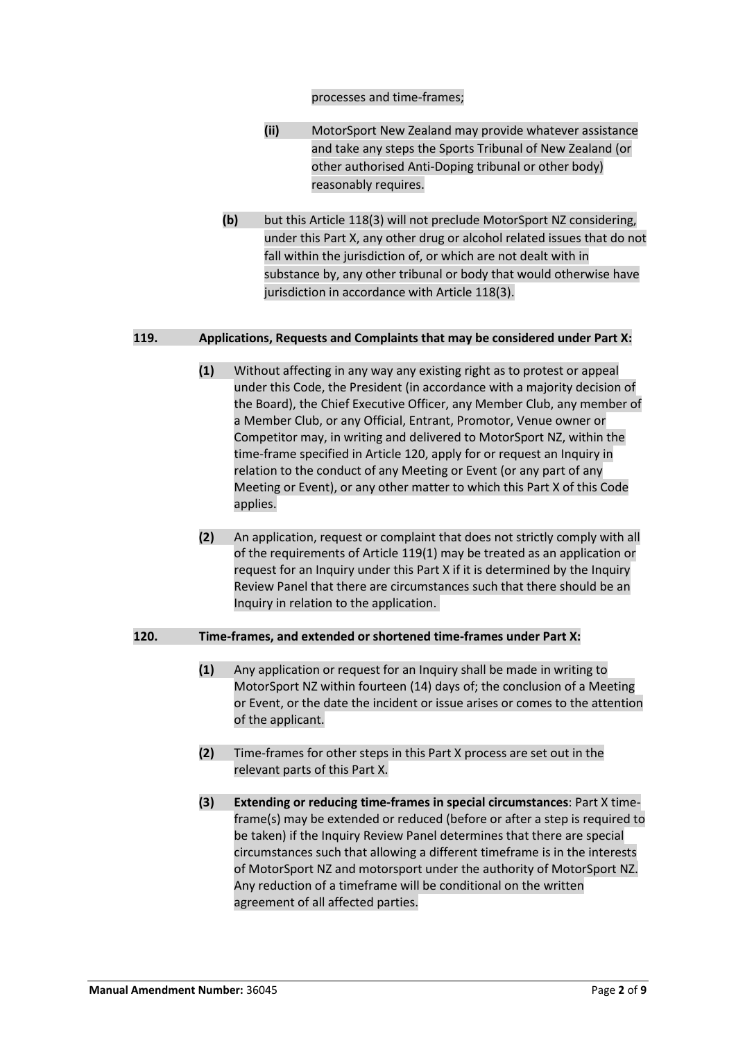processes and time-frames;

- **(ii)** MotorSport New Zealand may provide whatever assistance and take any steps the Sports Tribunal of New Zealand (or other authorised Anti-Doping tribunal or other body) reasonably requires.

**(b)** but this Article 118(3) will not preclude MotorSport NZ considering, under this Part X, any other drug or alcohol related issues that do not fall within the jurisdiction of, or which are not dealt with in substance by, any other tribunal or body that would otherwise have jurisdiction in accordance with Article 118(3).

## 119. Applications, Requests and Complaints that may be considered under Part X:

**(1)** Without affecting in any way any existing right as to protest or appeal under this Code, the President (in accordance with a majority decision of the Board), the Chief Executive Officer, any Member Club, any member of a Member Club, or any Official, Entrant, Promotor, Venue owner or Competitor may, in writing and delivered to MotorSport NZ, within the time-frame specified in Article 120, apply for or request an Inquiry in relation to the conduct of any Meeting or Event (or any part of any Meeting or Event), or any other matter to which this Part X of this Code applies.

**(2)** An application, request or complaint that does not strictly comply with all of the requirements of Article 119(1) may be treated as an application or request for an Inquiry under this Part X if it is determined by the Inquiry Review Panel that there are circumstances such that there should be an Inquiry in relation to the application.

## 120. Time-frames, and extended or shortened time-frames under Part X:

**(1)** Any application or request for an Inquiry shall be made in writing to MotorSport NZ within fourteen (14) days of; the conclusion of a Meeting or Event, or the date the incident or issue arises or comes to the attention of the applicant.

**(2)** Time-frames for other steps in this Part X process are set out in the relevant parts of this Part X.

**(3)** **Extending or reducing time-frames in special circumstances**: Part X time-frame(s) may be extended or reduced (before or after a step is required to be taken) if the Inquiry Review Panel determines that there are special circumstances such that allowing a different timeframe is in the interests of MotorSport NZ and motorsport under the authority of MotorSport NZ. Any reduction of a timeframe will be conditional on the written agreement of all affected parties.

**Manual Amendment Number:** 36045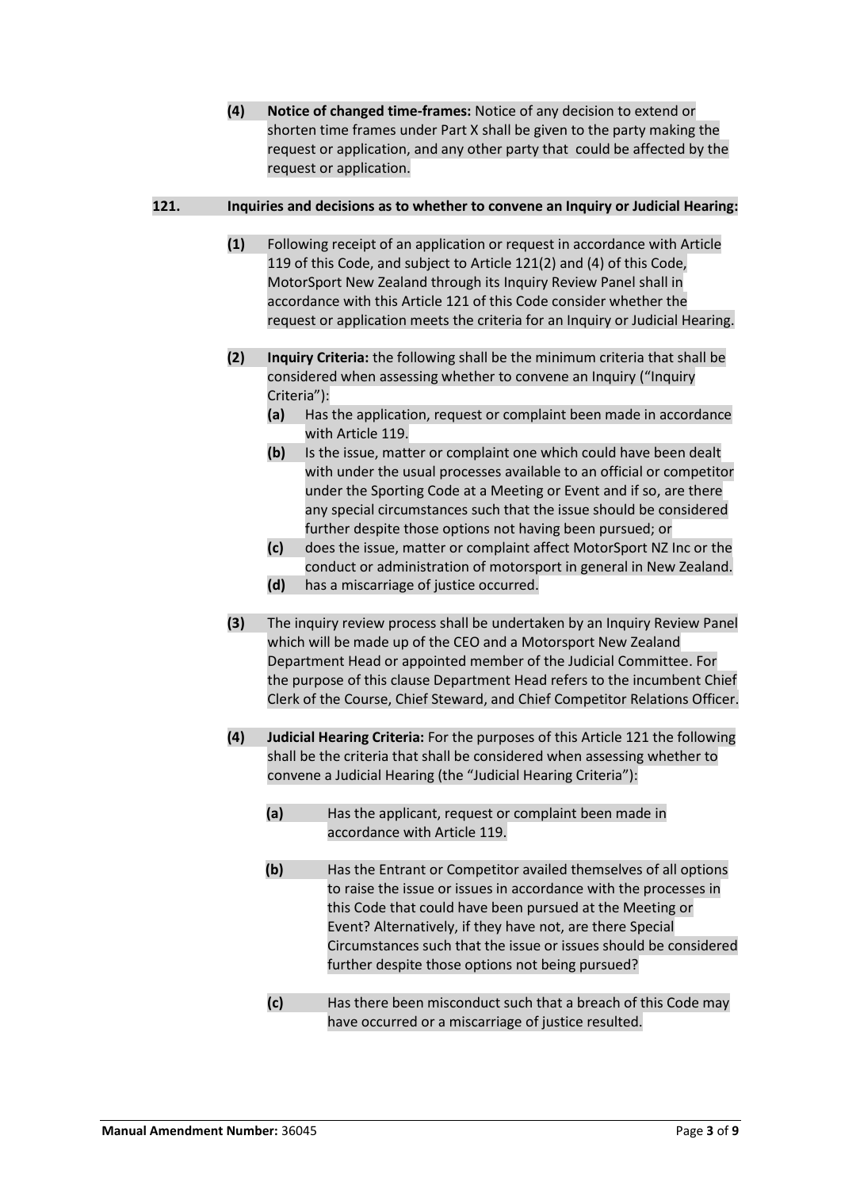**(4)** **Notice of changed time-frames:** Notice of any decision to extend or shorten time frames under Part X shall be given to the party making the request or application, and any other party that could be affected by the request or application.

**121. Inquiries and decisions as to whether to convene an Inquiry or Judicial Hearing:**

**(1)** Following receipt of an application or request in accordance with Article 119 of this Code, and subject to Article 121(2) and (4) of this Code, MotorSport New Zealand through its Inquiry Review Panel shall in accordance with this Article 121 of this Code consider whether the request or application meets the criteria for an Inquiry or Judicial Hearing.

**(2)** **Inquiry Criteria:** the following shall be the minimum criteria that shall be considered when assessing whether to convene an Inquiry ("Inquiry Criteria"):

- **(a)** Has the application, request or complaint been made in accordance with Article 119.
- **(b)** Is the issue, matter or complaint one which could have been dealt with under the usual processes available to an official or competitor under the Sporting Code at a Meeting or Event and if so, are there any special circumstances such that the issue should be considered further despite those options not having been pursued; or
- **(c)** does the issue, matter or complaint affect MotorSport NZ Inc or the conduct or administration of motorsport in general in New Zealand.
- **(d)** has a miscarriage of justice occurred.

**(3)** The inquiry review process shall be undertaken by an Inquiry Review Panel which will be made up of the CEO and a Motorsport New Zealand Department Head or appointed member of the Judicial Committee. For the purpose of this clause Department Head refers to the incumbent Chief Clerk of the Course, Chief Steward, and Chief Competitor Relations Officer.

**(4)** **Judicial Hearing Criteria:** For the purposes of this Article 121 the following shall be the criteria that shall be considered when assessing whether to convene a Judicial Hearing (the "Judicial Hearing Criteria"):

- **(a)** Has the applicant, request or complaint been made in accordance with Article 119.
- **(b)** Has the Entrant or Competitor availed themselves of all options to raise the issue or issues in accordance with the processes in this Code that could have been pursued at the Meeting or Event? Alternatively, if they have not, are there Special Circumstances such that the issue or issues should be considered further despite those options not being pursued?
- **(c)** Has there been misconduct such that a breach of this Code may have occurred or a miscarriage of justice resulted.

**Manual Amendment Number:** 36045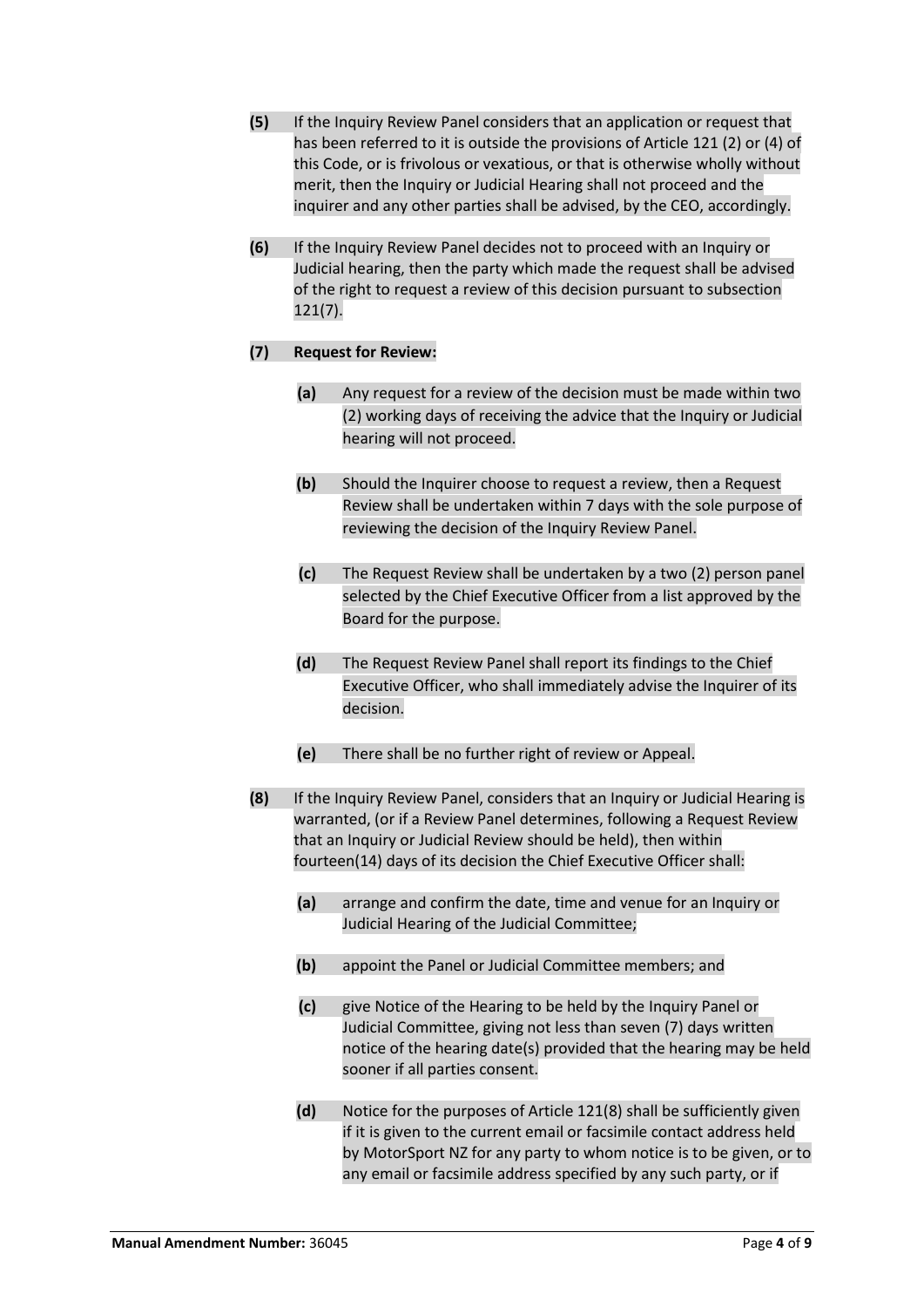**(5)** If the Inquiry Review Panel considers that an application or request that has been referred to it is outside the provisions of Article 121 (2) or (4) of this Code, or is frivolous or vexatious, or that is otherwise wholly without merit, then the Inquiry or Judicial Hearing shall not proceed and the inquirer and any other parties shall be advised, by the CEO, accordingly.

**(6)** If the Inquiry Review Panel decides not to proceed with an Inquiry or Judicial hearing, then the party which made the request shall be advised of the right to request a review of this decision pursuant to subsection 121(7).

**(7) Request for Review:**

- **(a)** Any request for a review of the decision must be made within two (2) working days of receiving the advice that the Inquiry or Judicial hearing will not proceed.

- **(b)** Should the Inquirer choose to request a review, then a Request Review shall be undertaken within 7 days with the sole purpose of reviewing the decision of the Inquiry Review Panel.

- **(c)** The Request Review shall be undertaken by a two (2) person panel selected by the Chief Executive Officer from a list approved by the Board for the purpose.

- **(d)** The Request Review Panel shall report its findings to the Chief Executive Officer, who shall immediately advise the Inquirer of its decision.

- **(e)** There shall be no further right of review or Appeal.

**(8)** If the Inquiry Review Panel, considers that an Inquiry or Judicial Hearing is warranted, (or if a Review Panel determines, following a Request Review that an Inquiry or Judicial Review should be held), then within fourteen(14) days of its decision the Chief Executive Officer shall:

- **(a)** arrange and confirm the date, time and venue for an Inquiry or Judicial Hearing of the Judicial Committee;

- **(b)** appoint the Panel or Judicial Committee members; and

- **(c)** give Notice of the Hearing to be held by the Inquiry Panel or Judicial Committee, giving not less than seven (7) days written notice of the hearing date(s) provided that the hearing may be held sooner if all parties consent.

- **(d)** Notice for the purposes of Article 121(8) shall be sufficiently given if it is given to the current email or facsimile contact address held by MotorSport NZ for any party to whom notice is to be given, or to any email or facsimile address specified by any such party, or if

**Manual Amendment Number:** 36045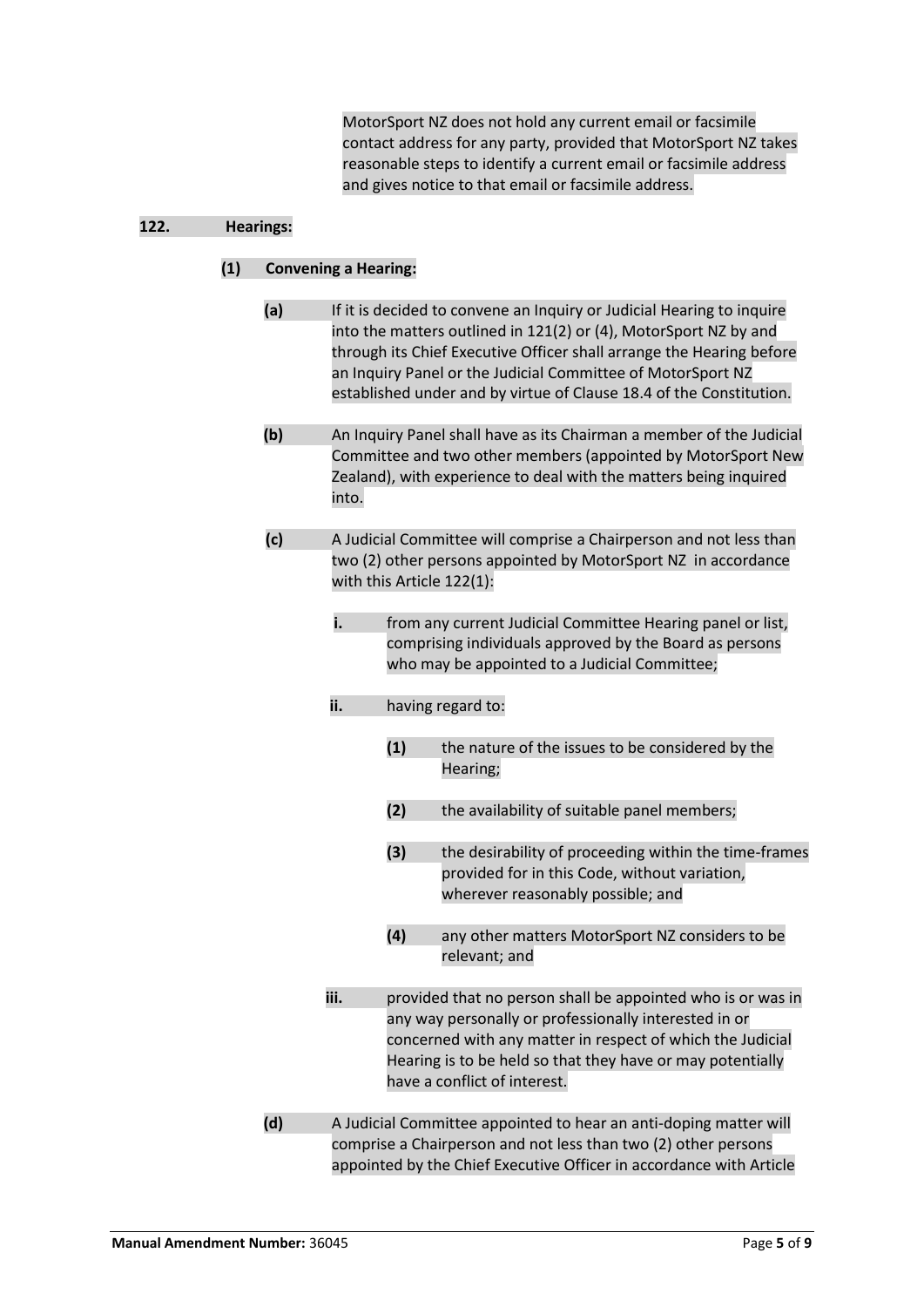MotorSport NZ does not hold any current email or facsimile contact address for any party, provided that MotorSport NZ takes reasonable steps to identify a current email or facsimile address and gives notice to that email or facsimile address.

**122. Hearings:**

**(1) Convening a Hearing:**

**(a)** If it is decided to convene an Inquiry or Judicial Hearing to inquire into the matters outlined in 121(2) or (4), MotorSport NZ by and through its Chief Executive Officer shall arrange the Hearing before an Inquiry Panel or the Judicial Committee of MotorSport NZ established under and by virtue of Clause 18.4 of the Constitution.

**(b)** An Inquiry Panel shall have as its Chairman a member of the Judicial Committee and two other members (appointed by MotorSport New Zealand), with experience to deal with the matters being inquired into.

**(c)** A Judicial Committee will comprise a Chairperson and not less than two (2) other persons appointed by MotorSport NZ in accordance with this Article 122(1):

- **i.** from any current Judicial Committee Hearing panel or list, comprising individuals approved by the Board as persons who may be appointed to a Judicial Committee;
- **ii.** having regard to:
  - **(1)** the nature of the issues to be considered by the Hearing;
  - **(2)** the availability of suitable panel members;
  - **(3)** the desirability of proceeding within the time-frames provided for in this Code, without variation, wherever reasonably possible; and
  - **(4)** any other matters MotorSport NZ considers to be relevant; and
- **iii.** provided that no person shall be appointed who is or was in any way personally or professionally interested in or concerned with any matter in respect of which the Judicial Hearing is to be held so that they have or may potentially have a conflict of interest.

**(d)** A Judicial Committee appointed to hear an anti-doping matter will comprise a Chairperson and not less than two (2) other persons appointed by the Chief Executive Officer in accordance with Article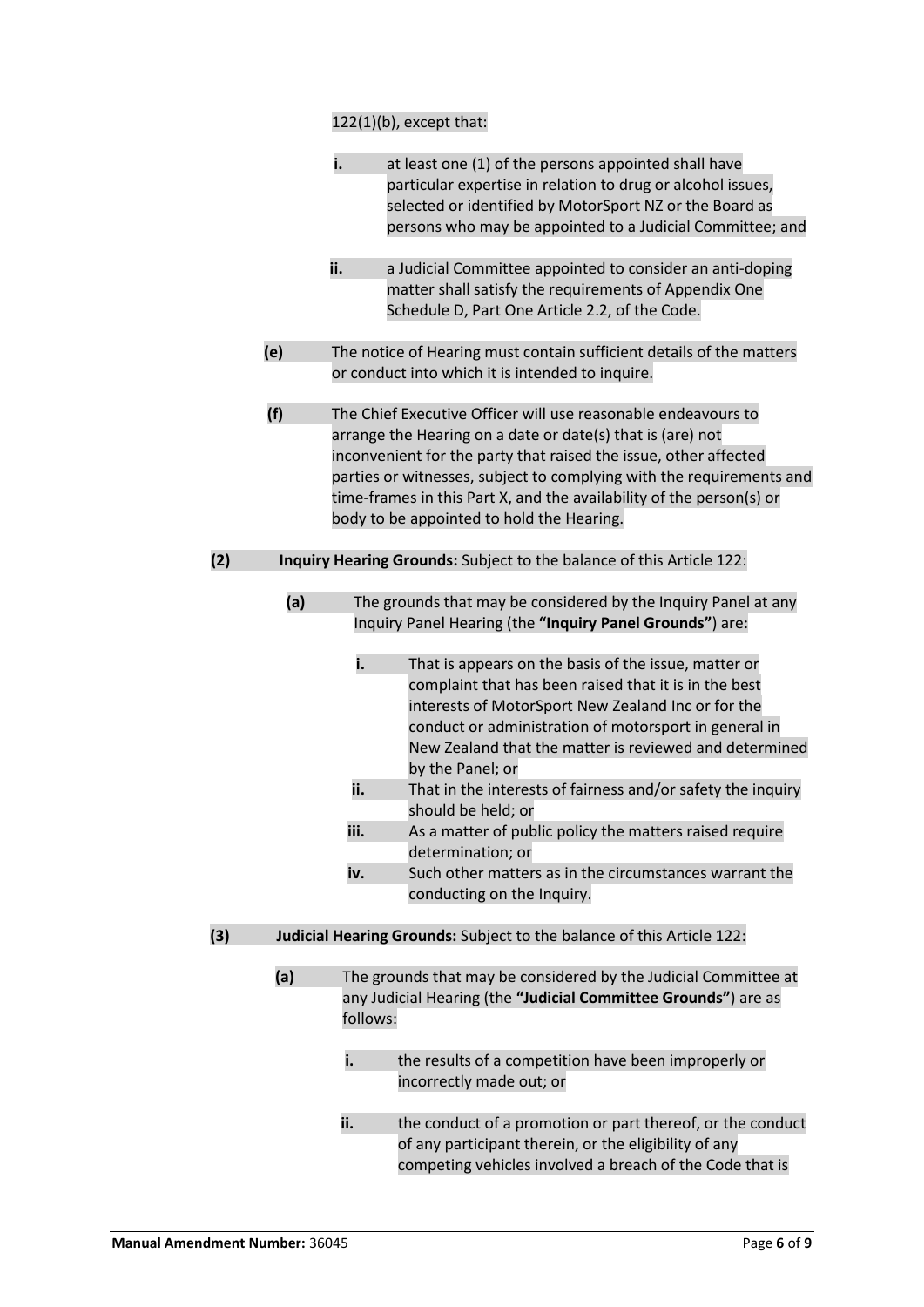122(1)(b), except that:

- **i.** at least one (1) of the persons appointed shall have particular expertise in relation to drug or alcohol issues, selected or identified by MotorSport NZ or the Board as persons who may be appointed to a Judicial Committee; and

- **ii.** a Judicial Committee appointed to consider an anti-doping matter shall satisfy the requirements of Appendix One Schedule D, Part One Article 2.2, of the Code.

**(e)** The notice of Hearing must contain sufficient details of the matters or conduct into which it is intended to inquire.

**(f)** The Chief Executive Officer will use reasonable endeavours to arrange the Hearing on a date or date(s) that is (are) not inconvenient for the party that raised the issue, other affected parties or witnesses, subject to complying with the requirements and time-frames in this Part X, and the availability of the person(s) or body to be appointed to hold the Hearing.

**(2)** **Inquiry Hearing Grounds:** Subject to the balance of this Article 122:

**(a)** The grounds that may be considered by the Inquiry Panel at any Inquiry Panel Hearing (the **"Inquiry Panel Grounds"**) are:

- **i.** That is appears on the basis of the issue, matter or complaint that has been raised that it is in the best interests of MotorSport New Zealand Inc or for the conduct or administration of motorsport in general in New Zealand that the matter is reviewed and determined by the Panel; or
- **ii.** That in the interests of fairness and/or safety the inquiry should be held; or
- **iii.** As a matter of public policy the matters raised require determination; or
- **iv.** Such other matters as in the circumstances warrant the conducting on the Inquiry.

**(3)** **Judicial Hearing Grounds:** Subject to the balance of this Article 122:

**(a)** The grounds that may be considered by the Judicial Committee at any Judicial Hearing (the **"Judicial Committee Grounds"**) are as follows:

- **i.** the results of a competition have been improperly or incorrectly made out; or

- **ii.** the conduct of a promotion or part thereof, or the conduct of any participant therein, or the eligibility of any competing vehicles involved a breach of the Code that is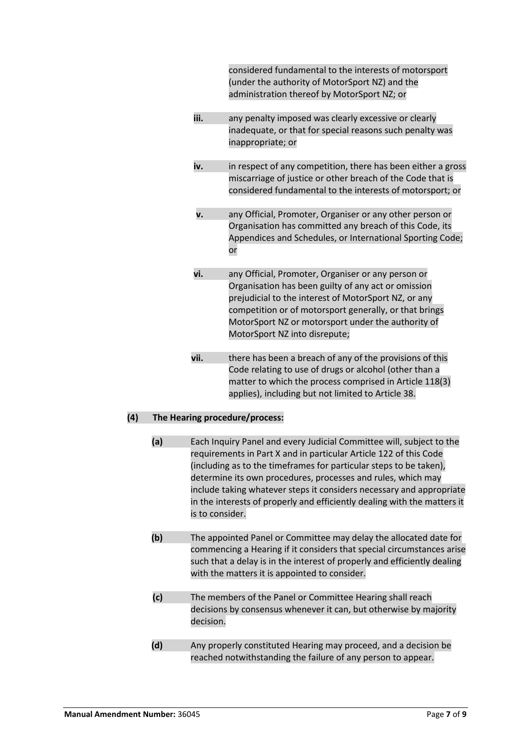considered fundamental to the interests of motorsport (under the authority of MotorSport NZ) and the administration thereof by MotorSport NZ; or

**iii.** any penalty imposed was clearly excessive or clearly inadequate, or that for special reasons such penalty was inappropriate; or

**iv.** in respect of any competition, there has been either a gross miscarriage of justice or other breach of the Code that is considered fundamental to the interests of motorsport; or

**v.** any Official, Promoter, Organiser or any other person or Organisation has committed any breach of this Code, its Appendices and Schedules, or International Sporting Code; or

**vi.** any Official, Promoter, Organiser or any person or Organisation has been guilty of any act or omission prejudicial to the interest of MotorSport NZ, or any competition or of motorsport generally, or that brings MotorSport NZ or motorsport under the authority of MotorSport NZ into disrepute;

**vii.** there has been a breach of any of the provisions of this Code relating to use of drugs or alcohol (other than a matter to which the process comprised in Article 118(3) applies), including but not limited to Article 38.

**(4) The Hearing procedure/process:**

**(a)** Each Inquiry Panel and every Judicial Committee will, subject to the requirements in Part X and in particular Article 122 of this Code (including as to the timeframes for particular steps to be taken), determine its own procedures, processes and rules, which may include taking whatever steps it considers necessary and appropriate in the interests of properly and efficiently dealing with the matters it is to consider.

**(b)** The appointed Panel or Committee may delay the allocated date for commencing a Hearing if it considers that special circumstances arise such that a delay is in the interest of properly and efficiently dealing with the matters it is appointed to consider.

**(c)** The members of the Panel or Committee Hearing shall reach decisions by consensus whenever it can, but otherwise by majority decision.

**(d)** Any properly constituted Hearing may proceed, and a decision be reached notwithstanding the failure of any person to appear.

**Manual Amendment Number:** 36045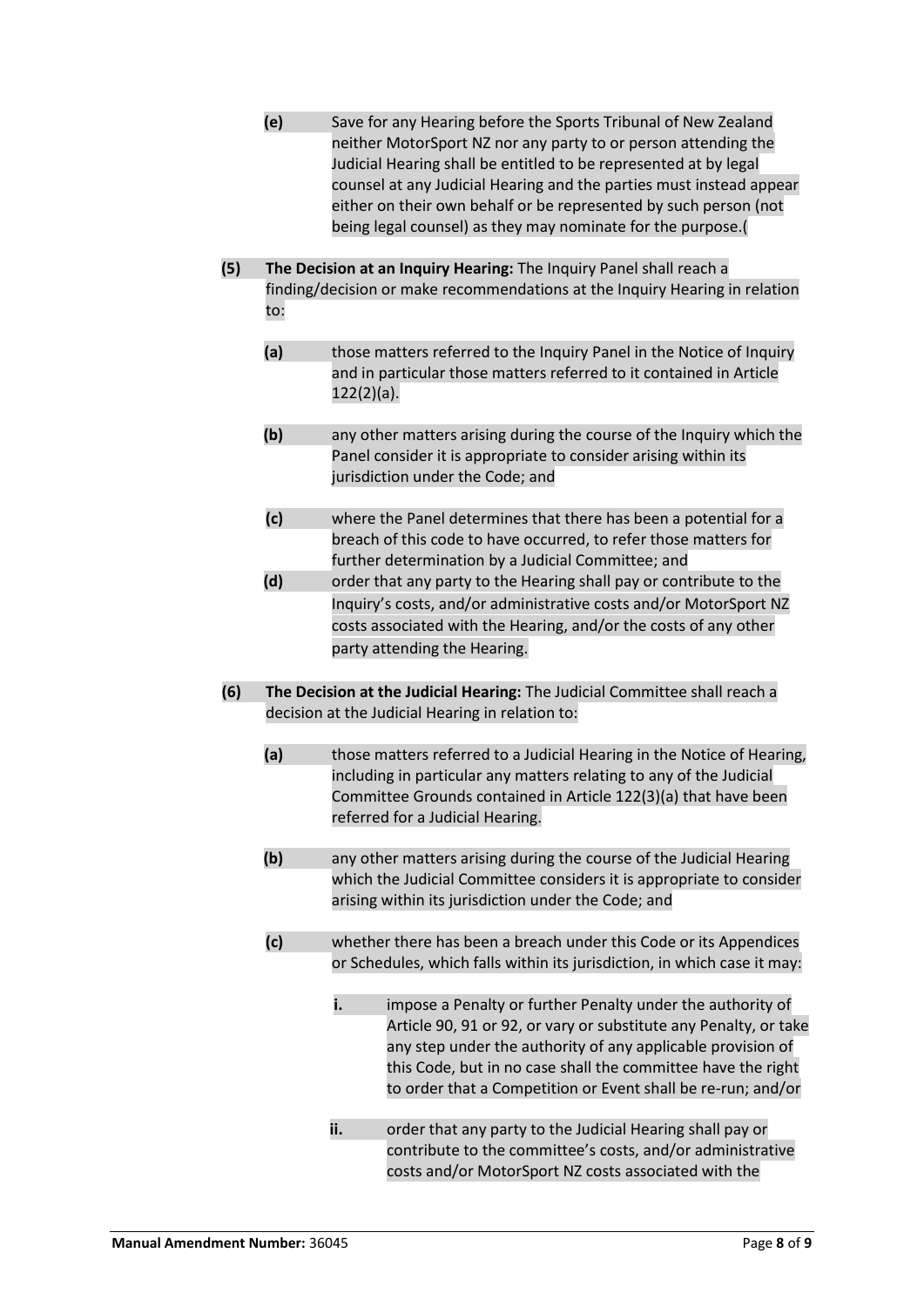- **(e)** Save for any Hearing before the Sports Tribunal of New Zealand neither MotorSport NZ nor any party to or person attending the Judicial Hearing shall be entitled to be represented at by legal counsel at any Judicial Hearing and the parties must instead appear either on their own behalf or be represented by such person (not being legal counsel) as they may nominate for the purpose.(

**(5) The Decision at an Inquiry Hearing:** The Inquiry Panel shall reach a finding/decision or make recommendations at the Inquiry Hearing in relation to:

- **(a)** those matters referred to the Inquiry Panel in the Notice of Inquiry and in particular those matters referred to it contained in Article 122(2)(a).
- **(b)** any other matters arising during the course of the Inquiry which the Panel consider it is appropriate to consider arising within its jurisdiction under the Code; and
- **(c)** where the Panel determines that there has been a potential for a breach of this code to have occurred, to refer those matters for further determination by a Judicial Committee; and
- **(d)** order that any party to the Hearing shall pay or contribute to the Inquiry's costs, and/or administrative costs and/or MotorSport NZ costs associated with the Hearing, and/or the costs of any other party attending the Hearing.

**(6) The Decision at the Judicial Hearing:** The Judicial Committee shall reach a decision at the Judicial Hearing in relation to:

- **(a)** those matters referred to a Judicial Hearing in the Notice of Hearing, including in particular any matters relating to any of the Judicial Committee Grounds contained in Article 122(3)(a) that have been referred for a Judicial Hearing.
- **(b)** any other matters arising during the course of the Judicial Hearing which the Judicial Committee considers it is appropriate to consider arising within its jurisdiction under the Code; and
- **(c)** whether there has been a breach under this Code or its Appendices or Schedules, which falls within its jurisdiction, in which case it may:
  - **i.** impose a Penalty or further Penalty under the authority of Article 90, 91 or 92, or vary or substitute any Penalty, or take any step under the authority of any applicable provision of this Code, but in no case shall the committee have the right to order that a Competition or Event shall be re-run; and/or
  - **ii.** order that any party to the Judicial Hearing shall pay or contribute to the committee's costs, and/or administrative costs and/or MotorSport NZ costs associated with the

**Manual Amendment Number:** 36045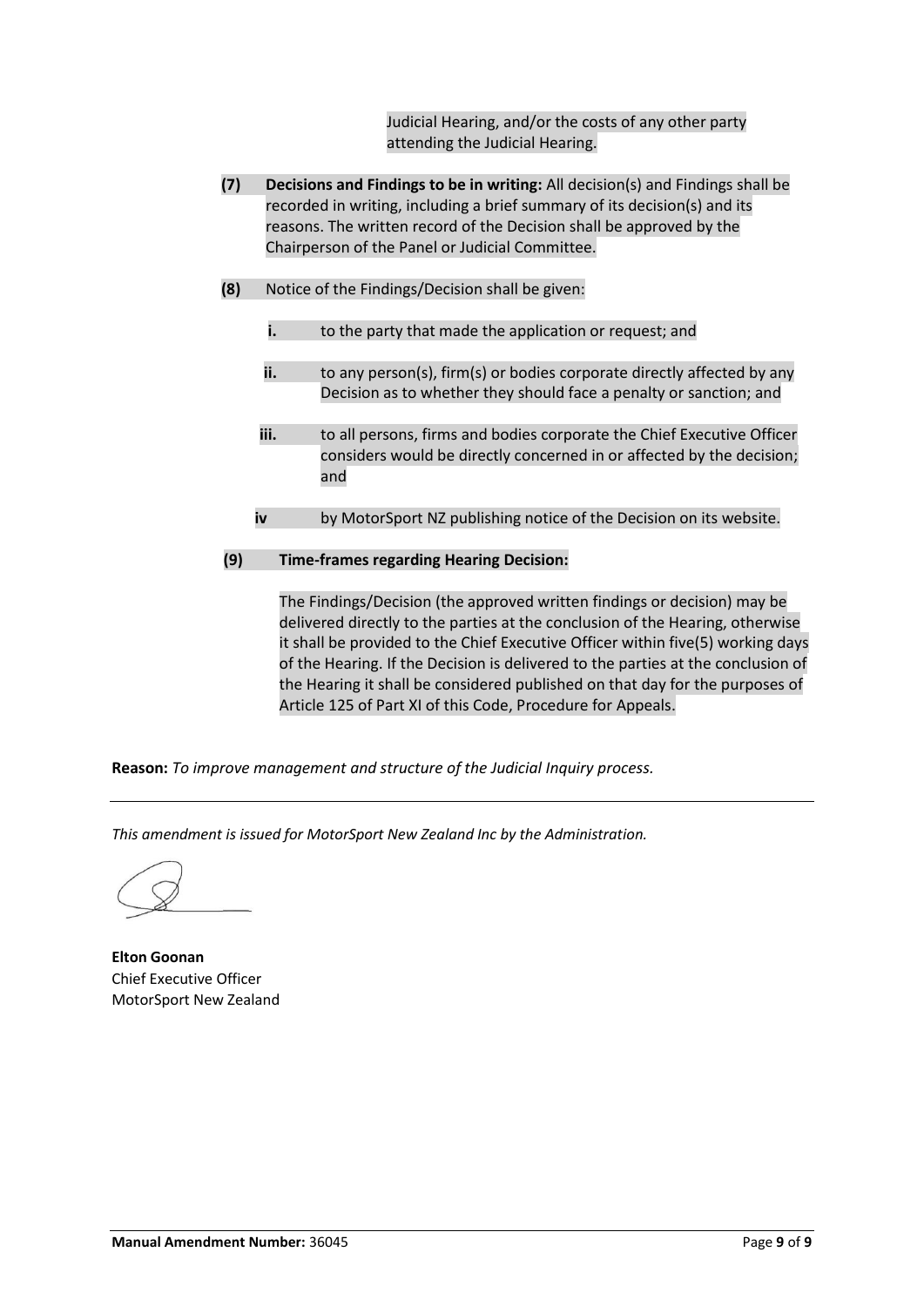Judicial Hearing, and/or the costs of any other party attending the Judicial Hearing.

**(7)** **Decisions and Findings to be in writing:** All decision(s) and Findings shall be recorded in writing, including a brief summary of its decision(s) and its reasons. The written record of the Decision shall be approved by the Chairperson of the Panel or Judicial Committee.

**(8)** Notice of the Findings/Decision shall be given:

**i.** to the party that made the application or request; and

**ii.** to any person(s), firm(s) or bodies corporate directly affected by any Decision as to whether they should face a penalty or sanction; and

**iii.** to all persons, firms and bodies corporate the Chief Executive Officer considers would be directly concerned in or affected by the decision; and

**iv** by MotorSport NZ publishing notice of the Decision on its website.

**(9)** **Time-frames regarding Hearing Decision:**

The Findings/Decision (the approved written findings or decision) may be delivered directly to the parties at the conclusion of the Hearing, otherwise it shall be provided to the Chief Executive Officer within five(5) working days of the Hearing. If the Decision is delivered to the parties at the conclusion of the Hearing it shall be considered published on that day for the purposes of Article 125 of Part XI of this Code, Procedure for Appeals.

**Reason:** *To improve management and structure of the Judicial Inquiry process.*

---

*This amendment is issued for MotorSport New Zealand Inc by the Administration.*

**Elton Goonan**
Chief Executive Officer
MotorSport New Zealand

**Manual Amendment Number:** 36045